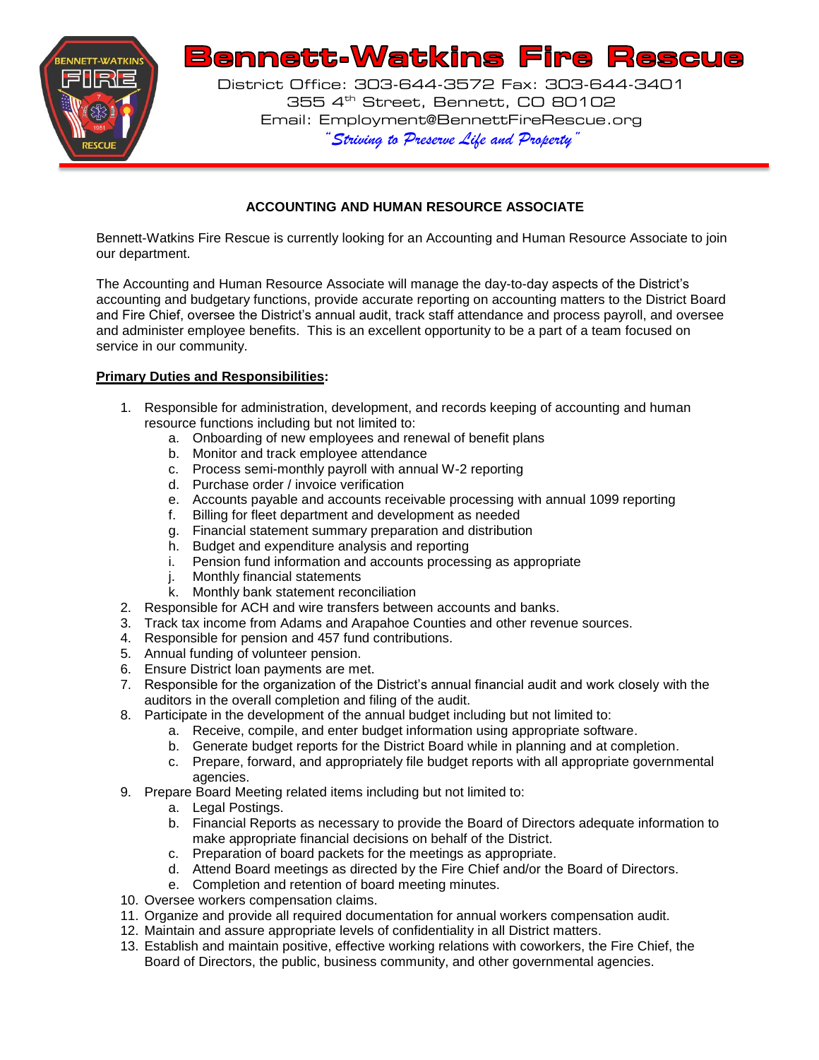# Bennett-Watkins Fire Rescue

District Office: 303-644-3572 Fax: 303-644-3401
355 4th Street, Bennett, CO 80102
Email: Employment@BennettFireRescue.org
*"Striving to Preserve Life and Property"*

## ACCOUNTING AND HUMAN RESOURCE ASSOCIATE

Bennett-Watkins Fire Rescue is currently looking for an Accounting and Human Resource Associate to join our department.

The Accounting and Human Resource Associate will manage the day-to-day aspects of the District's accounting and budgetary functions, provide accurate reporting on accounting matters to the District Board and Fire Chief, oversee the District's annual audit, track staff attendance and process payroll, and oversee and administer employee benefits. This is an excellent opportunity to be a part of a team focused on service in our community.

**Primary Duties and Responsibilities:**

1. Responsible for administration, development, and records keeping of accounting and human resource functions including but not limited to:
   a. Onboarding of new employees and renewal of benefit plans
   b. Monitor and track employee attendance
   c. Process semi-monthly payroll with annual W-2 reporting
   d. Purchase order / invoice verification
   e. Accounts payable and accounts receivable processing with annual 1099 reporting
   f. Billing for fleet department and development as needed
   g. Financial statement summary preparation and distribution
   h. Budget and expenditure analysis and reporting
   i. Pension fund information and accounts processing as appropriate
   j. Monthly financial statements
   k. Monthly bank statement reconciliation
2. Responsible for ACH and wire transfers between accounts and banks.
3. Track tax income from Adams and Arapahoe Counties and other revenue sources.
4. Responsible for pension and 457 fund contributions.
5. Annual funding of volunteer pension.
6. Ensure District loan payments are met.
7. Responsible for the organization of the District's annual financial audit and work closely with the auditors in the overall completion and filing of the audit.
8. Participate in the development of the annual budget including but not limited to:
   a. Receive, compile, and enter budget information using appropriate software.
   b. Generate budget reports for the District Board while in planning and at completion.
   c. Prepare, forward, and appropriately file budget reports with all appropriate governmental agencies.
9. Prepare Board Meeting related items including but not limited to:
   a. Legal Postings.
   b. Financial Reports as necessary to provide the Board of Directors adequate information to make appropriate financial decisions on behalf of the District.
   c. Preparation of board packets for the meetings as appropriate.
   d. Attend Board meetings as directed by the Fire Chief and/or the Board of Directors.
   e. Completion and retention of board meeting minutes.
10. Oversee workers compensation claims.
11. Organize and provide all required documentation for annual workers compensation audit.
12. Maintain and assure appropriate levels of confidentiality in all District matters.
13. Establish and maintain positive, effective working relations with coworkers, the Fire Chief, the Board of Directors, the public, business community, and other governmental agencies.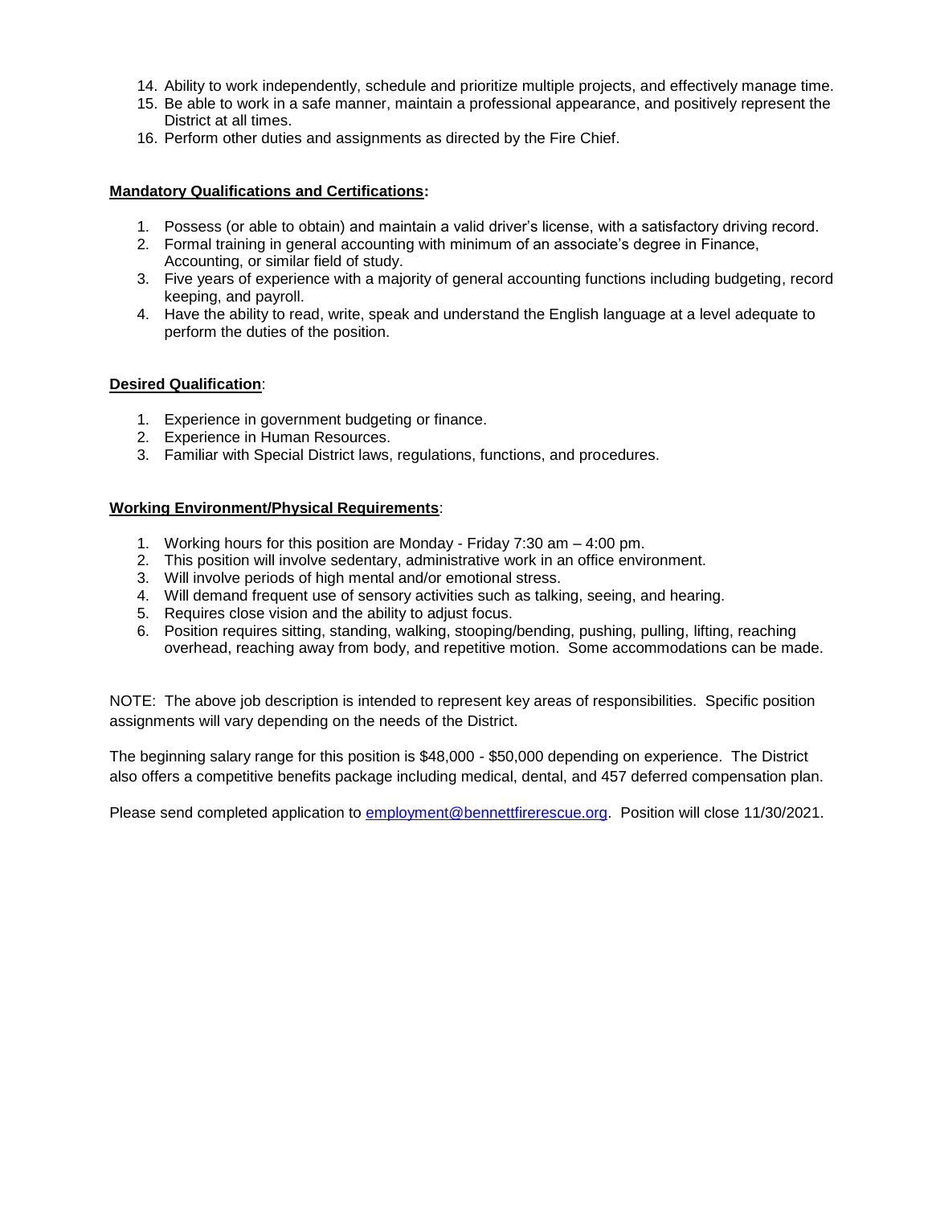14. Ability to work independently, schedule and prioritize multiple projects, and effectively manage time.
15. Be able to work in a safe manner, maintain a professional appearance, and positively represent the District at all times.
16. Perform other duties and assignments as directed by the Fire Chief.

**Mandatory Qualifications and Certifications:**

1. Possess (or able to obtain) and maintain a valid driver's license, with a satisfactory driving record.
2. Formal training in general accounting with minimum of an associate's degree in Finance, Accounting, or similar field of study.
3. Five years of experience with a majority of general accounting functions including budgeting, record keeping, and payroll.
4. Have the ability to read, write, speak and understand the English language at a level adequate to perform the duties of the position.

**Desired Qualification**:

1. Experience in government budgeting or finance.
2. Experience in Human Resources.
3. Familiar with Special District laws, regulations, functions, and procedures.

**Working Environment/Physical Requirements**:

1. Working hours for this position are Monday - Friday 7:30 am – 4:00 pm.
2. This position will involve sedentary, administrative work in an office environment.
3. Will involve periods of high mental and/or emotional stress.
4. Will demand frequent use of sensory activities such as talking, seeing, and hearing.
5. Requires close vision and the ability to adjust focus.
6. Position requires sitting, standing, walking, stooping/bending, pushing, pulling, lifting, reaching overhead, reaching away from body, and repetitive motion. Some accommodations can be made.

NOTE: The above job description is intended to represent key areas of responsibilities. Specific position assignments will vary depending on the needs of the District.

The beginning salary range for this position is $48,000 - $50,000 depending on experience. The District also offers a competitive benefits package including medical, dental, and 457 deferred compensation plan.

Please send completed application to employment@bennettfirerescue.org. Position will close 11/30/2021.